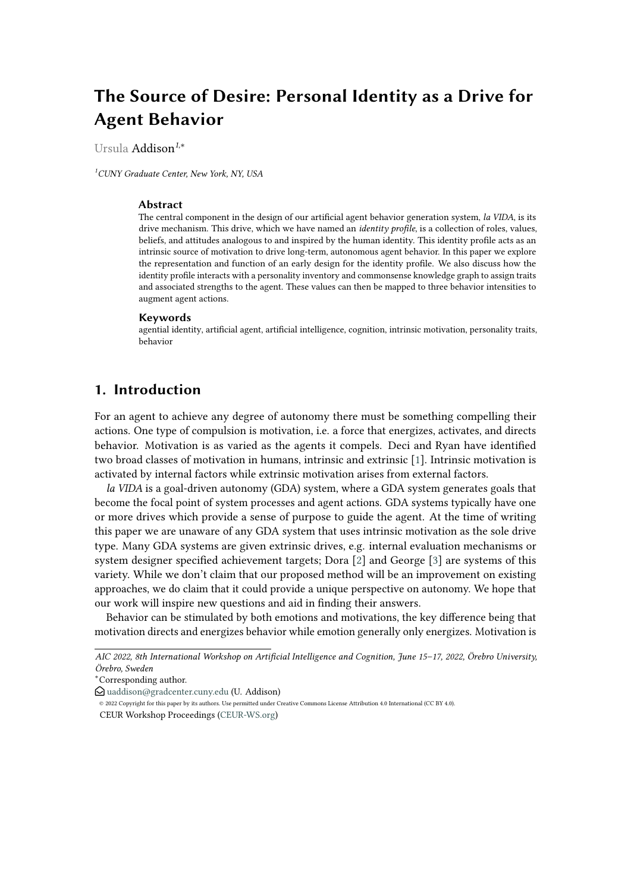# The Source of Desire: Personal Identity as a Drive for Agent Behavior

Ursula Addison[1,*]

[1]CUNY Graduate Center, New York, NY, USA

### Abstract

The central component in the design of our artificial agent behavior generation system, *la VIDA*, is its drive mechanism. This drive, which we have named an *identity profile*, is a collection of roles, values, beliefs, and attitudes analogous to and inspired by the human identity. This identity profile acts as an intrinsic source of motivation to drive long-term, autonomous agent behavior. In this paper we explore the representation and function of an early design for the identity profile. We also discuss how the identity profile interacts with a personality inventory and commonsense knowledge graph to assign traits and associated strengths to the agent. These values can then be mapped to three behavior intensities to augment agent actions.

### Keywords

agential identity, artificial agent, artificial intelligence, cognition, intrinsic motivation, personality traits, behavior

## 1. Introduction

For an agent to achieve any degree of autonomy there must be something compelling their actions. One type of compulsion is motivation, i.e. a force that energizes, activates, and directs behavior. Motivation is as varied as the agents it compels. Deci and Ryan have identified two broad classes of motivation in humans, intrinsic and extrinsic [1]. Intrinsic motivation is activated by internal factors while extrinsic motivation arises from external factors.

*la VIDA* is a goal-driven autonomy (GDA) system, where a GDA system generates goals that become the focal point of system processes and agent actions. GDA systems typically have one or more drives which provide a sense of purpose to guide the agent. At the time of writing this paper we are unaware of any GDA system that uses intrinsic motivation as the sole drive type. Many GDA systems are given extrinsic drives, e.g. internal evaluation mechanisms or system designer specified achievement targets; Dora [2] and George [3] are systems of this variety. While we don't claim that our proposed method will be an improvement on existing approaches, we do claim that it could provide a unique perspective on autonomy. We hope that our work will inspire new questions and aid in finding their answers.

Behavior can be stimulated by both emotions and motivations, the key difference being that motivation directs and energizes behavior while emotion generally only energizes. Motivation is

*AIC 2022, 8th International Workshop on Artificial Intelligence and Cognition, June 15–17, 2022, Örebro University, Örebro, Sweden*

*Corresponding author.

uaddison@gradcenter.cuny.edu (U. Addison)

© 2022 Copyright for this paper by its authors. Use permitted under Creative Commons License Attribution 4.0 International (CC BY 4.0).

CEUR Workshop Proceedings (CEUR-WS.org)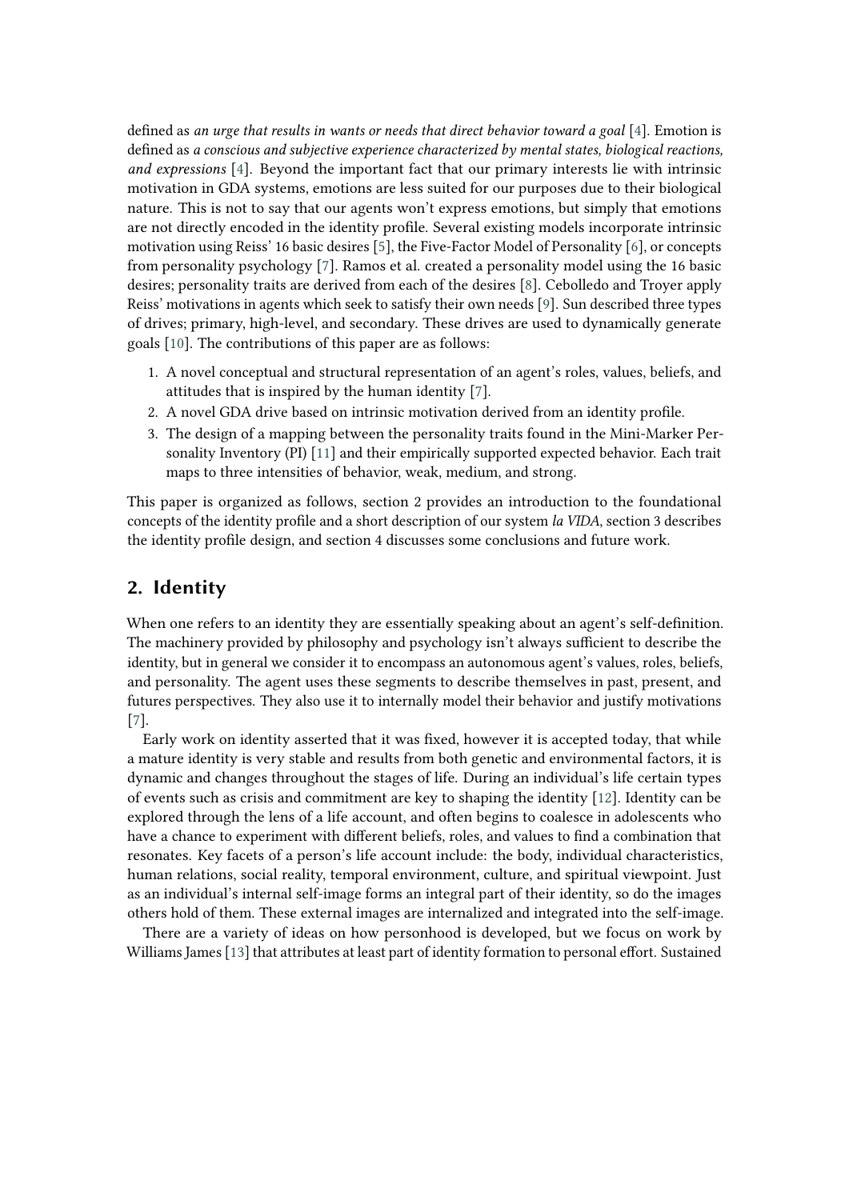defined as *an urge that results in wants or needs that direct behavior toward a goal* [4]. Emotion is defined as *a conscious and subjective experience characterized by mental states, biological reactions, and expressions* [4]. Beyond the important fact that our primary interests lie with intrinsic motivation in GDA systems, emotions are less suited for our purposes due to their biological nature. This is not to say that our agents won't express emotions, but simply that emotions are not directly encoded in the identity profile. Several existing models incorporate intrinsic motivation using Reiss' 16 basic desires [5], the Five-Factor Model of Personality [6], or concepts from personality psychology [7]. Ramos et al. created a personality model using the 16 basic desires; personality traits are derived from each of the desires [8]. Cebolledo and Troyer apply Reiss' motivations in agents which seek to satisfy their own needs [9]. Sun described three types of drives; primary, high-level, and secondary. These drives are used to dynamically generate goals [10]. The contributions of this paper are as follows:

1. A novel conceptual and structural representation of an agent's roles, values, beliefs, and attitudes that is inspired by the human identity [7].
2. A novel GDA drive based on intrinsic motivation derived from an identity profile.
3. The design of a mapping between the personality traits found in the Mini-Marker Personality Inventory (PI) [11] and their empirically supported expected behavior. Each trait maps to three intensities of behavior, weak, medium, and strong.

This paper is organized as follows, section 2 provides an introduction to the foundational concepts of the identity profile and a short description of our system *la VIDA*, section 3 describes the identity profile design, and section 4 discusses some conclusions and future work.

## 2. Identity

When one refers to an identity they are essentially speaking about an agent's self-definition. The machinery provided by philosophy and psychology isn't always sufficient to describe the identity, but in general we consider it to encompass an autonomous agent's values, roles, beliefs, and personality. The agent uses these segments to describe themselves in past, present, and futures perspectives. They also use it to internally model their behavior and justify motivations [7].

Early work on identity asserted that it was fixed, however it is accepted today, that while a mature identity is very stable and results from both genetic and environmental factors, it is dynamic and changes throughout the stages of life. During an individual's life certain types of events such as crisis and commitment are key to shaping the identity [12]. Identity can be explored through the lens of a life account, and often begins to coalesce in adolescents who have a chance to experiment with different beliefs, roles, and values to find a combination that resonates. Key facets of a person's life account include: the body, individual characteristics, human relations, social reality, temporal environment, culture, and spiritual viewpoint. Just as an individual's internal self-image forms an integral part of their identity, so do the images others hold of them. These external images are internalized and integrated into the self-image.

There are a variety of ideas on how personhood is developed, but we focus on work by Williams James [13] that attributes at least part of identity formation to personal effort. Sustained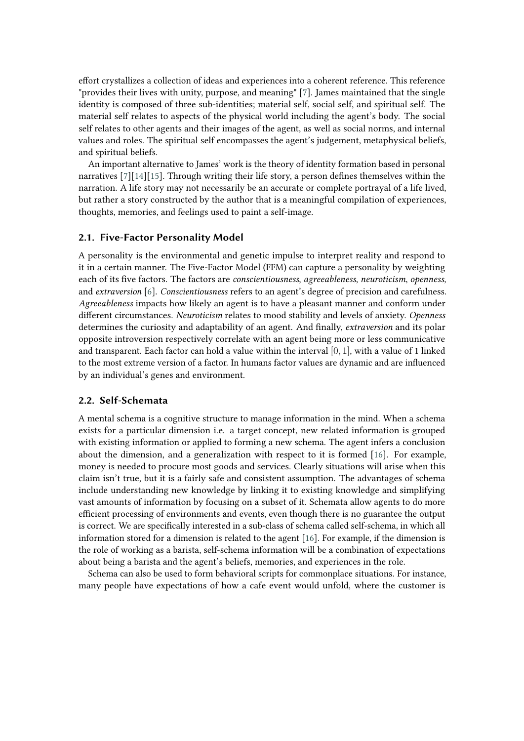effort crystallizes a collection of ideas and experiences into a coherent reference. This reference "provides their lives with unity, purpose, and meaning" [7]. James maintained that the single identity is composed of three sub-identities; material self, social self, and spiritual self. The material self relates to aspects of the physical world including the agent's body. The social self relates to other agents and their images of the agent, as well as social norms, and internal values and roles. The spiritual self encompasses the agent's judgement, metaphysical beliefs, and spiritual beliefs.

An important alternative to James' work is the theory of identity formation based in personal narratives [7][14][15]. Through writing their life story, a person defines themselves within the narration. A life story may not necessarily be an accurate or complete portrayal of a life lived, but rather a story constructed by the author that is a meaningful compilation of experiences, thoughts, memories, and feelings used to paint a self-image.

## 2.1. Five-Factor Personality Model

A personality is the environmental and genetic impulse to interpret reality and respond to it in a certain manner. The Five-Factor Model (FFM) can capture a personality by weighting each of its five factors. The factors are *conscientiousness*, *agreeableness*, *neuroticism*, *openness*, and *extraversion* [6]. *Conscientiousness* refers to an agent's degree of precision and carefulness. *Agreeableness* impacts how likely an agent is to have a pleasant manner and conform under different circumstances. *Neuroticism* relates to mood stability and levels of anxiety. *Openness* determines the curiosity and adaptability of an agent. And finally, *extraversion* and its polar opposite introversion respectively correlate with an agent being more or less communicative and transparent. Each factor can hold a value within the interval $[0, 1]$, with a value of 1 linked to the most extreme version of a factor. In humans factor values are dynamic and are influenced by an individual's genes and environment.

## 2.2. Self-Schemata

A mental schema is a cognitive structure to manage information in the mind. When a schema exists for a particular dimension i.e. a target concept, new related information is grouped with existing information or applied to forming a new schema. The agent infers a conclusion about the dimension, and a generalization with respect to it is formed [16]. For example, money is needed to procure most goods and services. Clearly situations will arise when this claim isn't true, but it is a fairly safe and consistent assumption. The advantages of schema include understanding new knowledge by linking it to existing knowledge and simplifying vast amounts of information by focusing on a subset of it. Schemata allow agents to do more efficient processing of environments and events, even though there is no guarantee the output is correct. We are specifically interested in a sub-class of schema called self-schema, in which all information stored for a dimension is related to the agent [16]. For example, if the dimension is the role of working as a barista, self-schema information will be a combination of expectations about being a barista and the agent's beliefs, memories, and experiences in the role.

Schema can also be used to form behavioral scripts for commonplace situations. For instance, many people have expectations of how a cafe event would unfold, where the customer is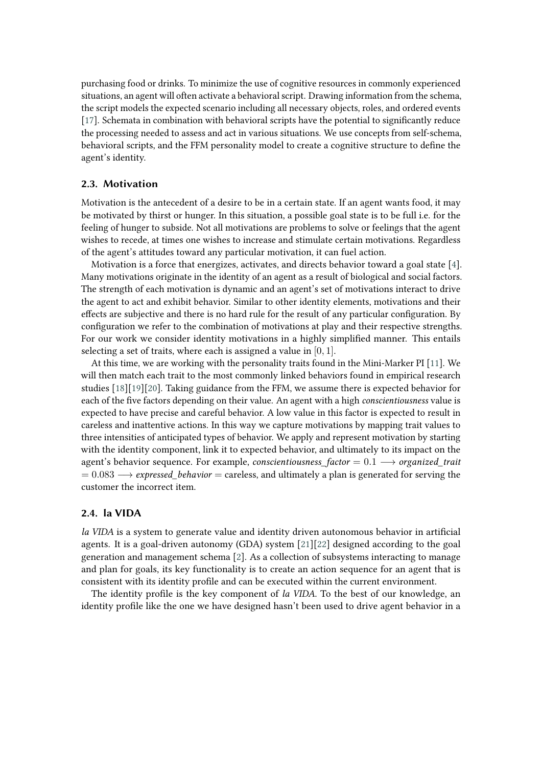purchasing food or drinks. To minimize the use of cognitive resources in commonly experienced situations, an agent will often activate a behavioral script. Drawing information from the schema, the script models the expected scenario including all necessary objects, roles, and ordered events [17]. Schemata in combination with behavioral scripts have the potential to significantly reduce the processing needed to assess and act in various situations. We use concepts from self-schema, behavioral scripts, and the FFM personality model to create a cognitive structure to define the agent's identity.

### 2.3. Motivation

Motivation is the antecedent of a desire to be in a certain state. If an agent wants food, it may be motivated by thirst or hunger. In this situation, a possible goal state is to be full i.e. for the feeling of hunger to subside. Not all motivations are problems to solve or feelings that the agent wishes to recede, at times one wishes to increase and stimulate certain motivations. Regardless of the agent's attitudes toward any particular motivation, it can fuel action.

Motivation is a force that energizes, activates, and directs behavior toward a goal state [4]. Many motivations originate in the identity of an agent as a result of biological and social factors. The strength of each motivation is dynamic and an agent's set of motivations interact to drive the agent to act and exhibit behavior. Similar to other identity elements, motivations and their effects are subjective and there is no hard rule for the result of any particular configuration. By configuration we refer to the combination of motivations at play and their respective strengths. For our work we consider identity motivations in a highly simplified manner. This entails selecting a set of traits, where each is assigned a value in $[0, 1]$.

At this time, we are working with the personality traits found in the Mini-Marker PI [11]. We will then match each trait to the most commonly linked behaviors found in empirical research studies [18][19][20]. Taking guidance from the FFM, we assume there is expected behavior for each of the five factors depending on their value. An agent with a high *conscientiousness* value is expected to have precise and careful behavior. A low value in this factor is expected to result in careless and inattentive actions. In this way we capture motivations by mapping trait values to three intensities of anticipated types of behavior. We apply and represent motivation by starting with the identity component, link it to expected behavior, and ultimately to its impact on the agent's behavior sequence. For example, *conscientiousness_factor* $= 0.1 \longrightarrow$ *organized_trait* $= 0.083 \longrightarrow$ *expressed_behavior* = careless, and ultimately a plan is generated for serving the customer the incorrect item.

### 2.4. la VIDA

*la VIDA* is a system to generate value and identity driven autonomous behavior in artificial agents. It is a goal-driven autonomy (GDA) system [21][22] designed according to the goal generation and management schema [2]. As a collection of subsystems interacting to manage and plan for goals, its key functionality is to create an action sequence for an agent that is consistent with its identity profile and can be executed within the current environment.

The identity profile is the key component of *la VIDA*. To the best of our knowledge, an identity profile like the one we have designed hasn't been used to drive agent behavior in a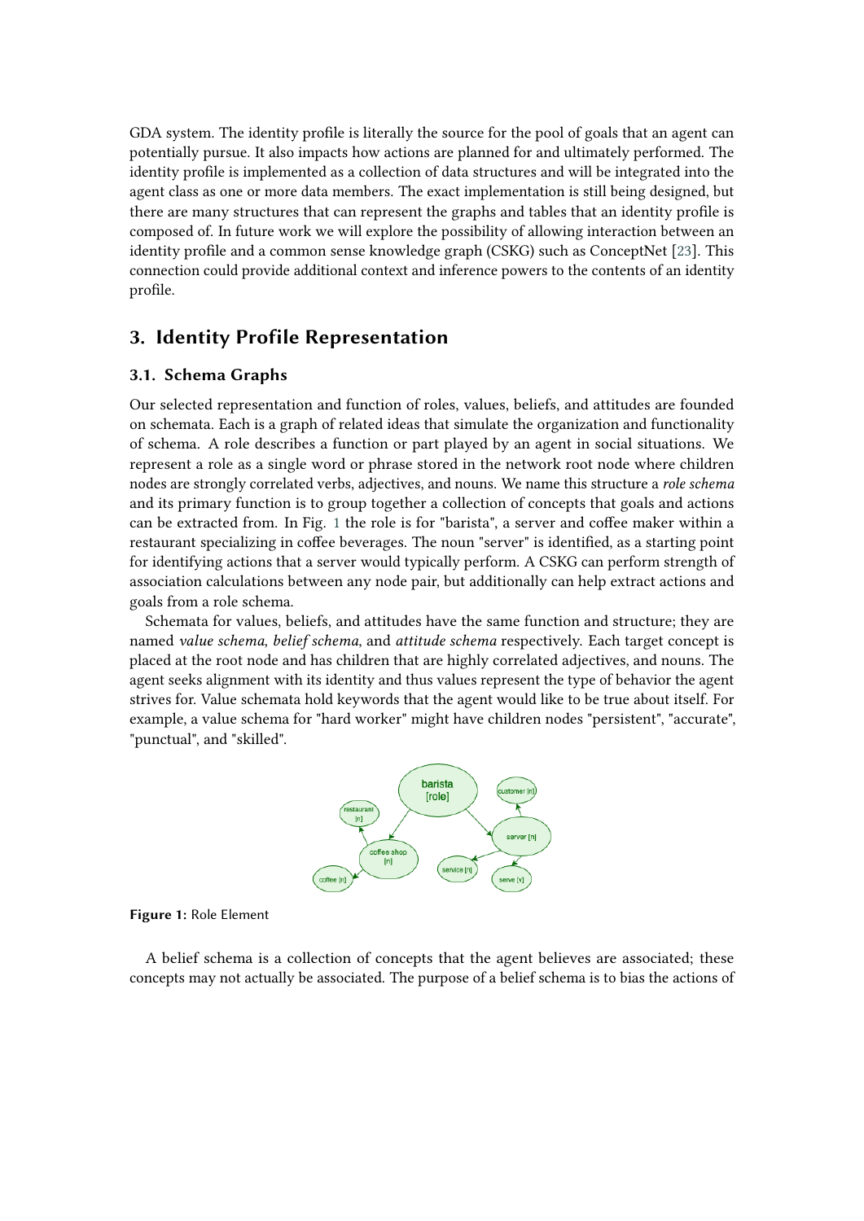GDA system. The identity profile is literally the source for the pool of goals that an agent can potentially pursue. It also impacts how actions are planned for and ultimately performed. The identity profile is implemented as a collection of data structures and will be integrated into the agent class as one or more data members. The exact implementation is still being designed, but there are many structures that can represent the graphs and tables that an identity profile is composed of. In future work we will explore the possibility of allowing interaction between an identity profile and a common sense knowledge graph (CSKG) such as ConceptNet [23]. This connection could provide additional context and inference powers to the contents of an identity profile.

## 3. Identity Profile Representation

### 3.1. Schema Graphs

Our selected representation and function of roles, values, beliefs, and attitudes are founded on schemata. Each is a graph of related ideas that simulate the organization and functionality of schema. A role describes a function or part played by an agent in social situations. We represent a role as a single word or phrase stored in the network root node where children nodes are strongly correlated verbs, adjectives, and nouns. We name this structure a *role schema* and its primary function is to group together a collection of concepts that goals and actions can be extracted from. In Fig. 1 the role is for "barista", a server and coffee maker within a restaurant specializing in coffee beverages. The noun "server" is identified, as a starting point for identifying actions that a server would typically perform. A CSKG can perform strength of association calculations between any node pair, but additionally can help extract actions and goals from a role schema.

Schemata for values, beliefs, and attitudes have the same function and structure; they are named *value schema*, *belief schema*, and *attitude schema* respectively. Each target concept is placed at the root node and has children that are highly correlated adjectives, and nouns. The agent seeks alignment with its identity and thus values represent the type of behavior the agent strives for. Value schemata hold keywords that the agent would like to be true about itself. For example, a value schema for "hard worker" might have children nodes "persistent", "accurate", "punctual", and "skilled".

**Figure 1:** Role Element

A belief schema is a collection of concepts that the agent believes are associated; these concepts may not actually be associated. The purpose of a belief schema is to bias the actions of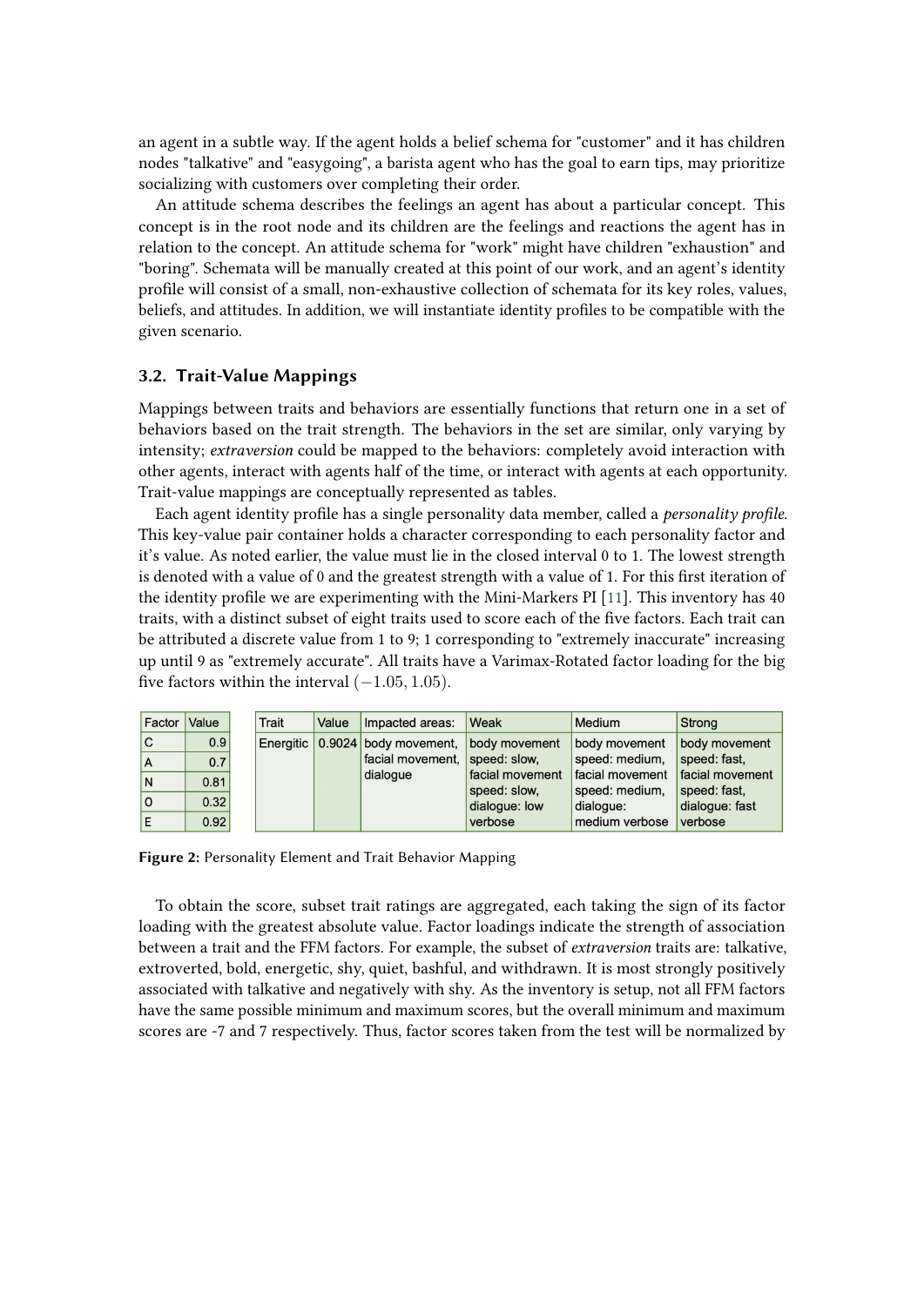an agent in a subtle way. If the agent holds a belief schema for "customer" and it has children nodes "talkative" and "easygoing", a barista agent who has the goal to earn tips, may prioritize socializing with customers over completing their order.

An attitude schema describes the feelings an agent has about a particular concept. This concept is in the root node and its children are the feelings and reactions the agent has in relation to the concept. An attitude schema for "work" might have children "exhaustion" and "boring". Schemata will be manually created at this point of our work, and an agent's identity profile will consist of a small, non-exhaustive collection of schemata for its key roles, values, beliefs, and attitudes. In addition, we will instantiate identity profiles to be compatible with the given scenario.

### 3.2. Trait-Value Mappings

Mappings between traits and behaviors are essentially functions that return one in a set of behaviors based on the trait strength. The behaviors in the set are similar, only varying by intensity; *extraversion* could be mapped to the behaviors: completely avoid interaction with other agents, interact with agents half of the time, or interact with agents at each opportunity. Trait-value mappings are conceptually represented as tables.

Each agent identity profile has a single personality data member, called a *personality profile*. This key-value pair container holds a character corresponding to each personality factor and it's value. As noted earlier, the value must lie in the closed interval 0 to 1. The lowest strength is denoted with a value of 0 and the greatest strength with a value of 1. For this first iteration of the identity profile we are experimenting with the Mini-Markers PI [11]. This inventory has 40 traits, with a distinct subset of eight traits used to score each of the five factors. Each trait can be attributed a discrete value from 1 to 9; 1 corresponding to "extremely inaccurate" increasing up until 9 as "extremely accurate". All traits have a Varimax-Rotated factor loading for the big five factors within the interval $(-1.05, 1.05)$.

| Factor | Value |
|---|---|
| C | 0.9 |
| A | 0.7 |
| N | 0.81 |
| O | 0.32 |
| E | 0.92 |

| Trait | Value | Impacted areas: | Weak | Medium | Strong |
|---|---|---|---|---|---|
| Energitic | 0.9024 | body movement, facial movement, dialogue | body movement speed: slow, facial movement speed: slow, dialogue: low verbose | body movement speed: medium, facial movement speed: medium, dialogue: medium verbose | body movement speed: fast, facial movement speed: fast, dialogue: fast verbose |

**Figure 2:** Personality Element and Trait Behavior Mapping

To obtain the score, subset trait ratings are aggregated, each taking the sign of its factor loading with the greatest absolute value. Factor loadings indicate the strength of association between a trait and the FFM factors. For example, the subset of *extraversion* traits are: talkative, extroverted, bold, energetic, shy, quiet, bashful, and withdrawn. It is most strongly positively associated with talkative and negatively with shy. As the inventory is setup, not all FFM factors have the same possible minimum and maximum scores, but the overall minimum and maximum scores are -7 and 7 respectively. Thus, factor scores taken from the test will be normalized by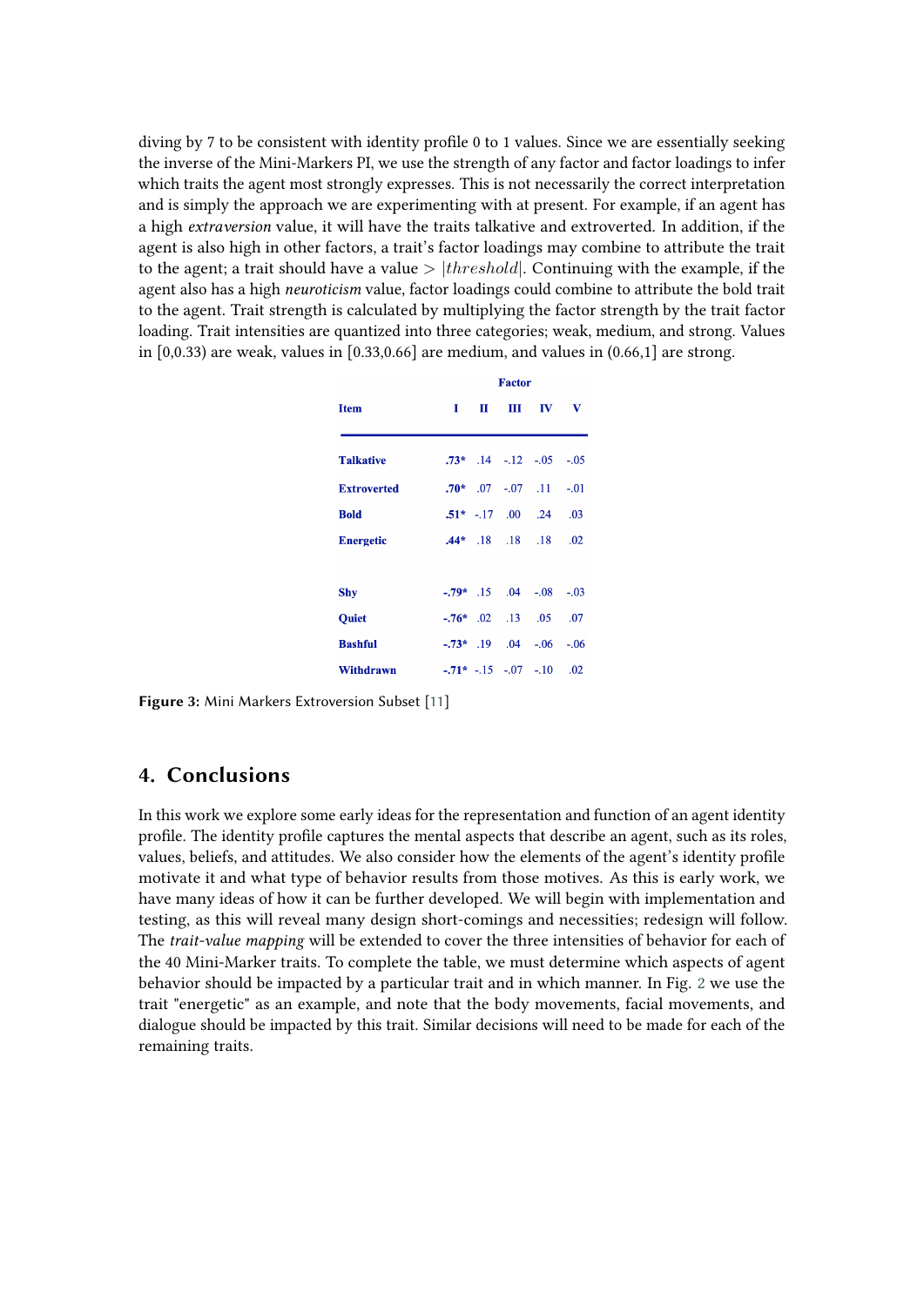diving by 7 to be consistent with identity profile 0 to 1 values. Since we are essentially seeking the inverse of the Mini-Markers PI, we use the strength of any factor and factor loadings to infer which traits the agent most strongly expresses. This is not necessarily the correct interpretation and is simply the approach we are experimenting with at present. For example, if an agent has a high *extraversion* value, it will have the traits talkative and extroverted. In addition, if the agent is also high in other factors, a trait's factor loadings may combine to attribute the trait to the agent; a trait should have a value $> |threshold|$. Continuing with the example, if the agent also has a high *neuroticism* value, factor loadings could combine to attribute the bold trait to the agent. Trait strength is calculated by multiplying the factor strength by the trait factor loading. Trait intensities are quantized into three categories; weak, medium, and strong. Values in [0,0.33) are weak, values in [0.33,0.66] are medium, and values in (0.66,1] are strong.

| | Factor | | | | |
|---|---|---|---|---|---|
| **Item** | **I** | **II** | **III** | **IV** | **V** |
| **Talkative** | **.73*** | .14 | -.12 | -.05 | -.05 |
| **Extroverted** | **.70*** | .07 | -.07 | .11 | -.01 |
| **Bold** | **.51*** | -.17 | .00 | .24 | .03 |
| **Energetic** | **.44*** | .18 | .18 | .18 | .02 |
| **Shy** | **-.79*** | .15 | .04 | -.08 | -.03 |
| **Quiet** | **-.76*** | .02 | .13 | .05 | .07 |
| **Bashful** | **-.73*** | .19 | .04 | -.06 | -.06 |
| **Withdrawn** | **-.71*** | -.15 | -.07 | -.10 | .02 |

**Figure 3:** Mini Markers Extroversion Subset [11]

## 4. Conclusions

In this work we explore some early ideas for the representation and function of an agent identity profile. The identity profile captures the mental aspects that describe an agent, such as its roles, values, beliefs, and attitudes. We also consider how the elements of the agent's identity profile motivate it and what type of behavior results from those motives. As this is early work, we have many ideas of how it can be further developed. We will begin with implementation and testing, as this will reveal many design short-comings and necessities; redesign will follow. The *trait-value mapping* will be extended to cover the three intensities of behavior for each of the 40 Mini-Marker traits. To complete the table, we must determine which aspects of agent behavior should be impacted by a particular trait and in which manner. In Fig. 2 we use the trait "energetic" as an example, and note that the body movements, facial movements, and dialogue should be impacted by this trait. Similar decisions will need to be made for each of the remaining traits.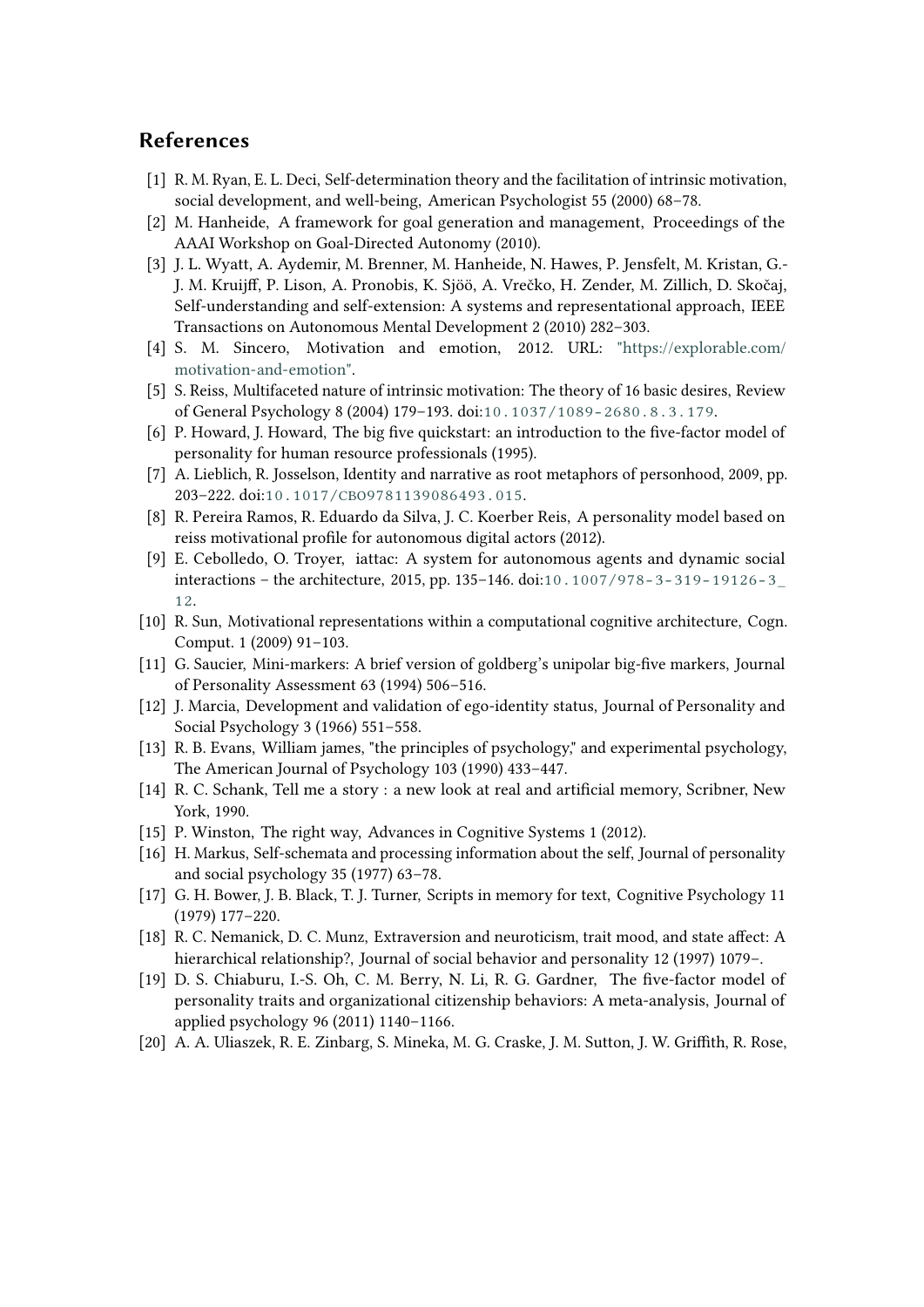## References

[1] R. M. Ryan, E. L. Deci, Self-determination theory and the facilitation of intrinsic motivation, social development, and well-being, American Psychologist 55 (2000) 68–78.

[2] M. Hanheide, A framework for goal generation and management, Proceedings of the AAAI Workshop on Goal-Directed Autonomy (2010).

[3] J. L. Wyatt, A. Aydemir, M. Brenner, M. Hanheide, N. Hawes, P. Jensfelt, M. Kristan, G.-J. M. Kruijff, P. Lison, A. Pronobis, K. Sjöö, A. Vrečko, H. Zender, M. Zillich, D. Skočaj, Self-understanding and self-extension: A systems and representational approach, IEEE Transactions on Autonomous Mental Development 2 (2010) 282–303.

[4] S. M. Sincero, Motivation and emotion, 2012. URL: "https://explorable.com/motivation-and-emotion".

[5] S. Reiss, Multifaceted nature of intrinsic motivation: The theory of 16 basic desires, Review of General Psychology 8 (2004) 179–193. doi:10.1037/1089-2680.8.3.179.

[6] P. Howard, J. Howard, The big five quickstart: an introduction to the five-factor model of personality for human resource professionals (1995).

[7] A. Lieblich, R. Josselson, Identity and narrative as root metaphors of personhood, 2009, pp. 203–222. doi:10.1017/CBO9781139086493.015.

[8] R. Pereira Ramos, R. Eduardo da Silva, J. C. Koerber Reis, A personality model based on reiss motivational profile for autonomous digital actors (2012).

[9] E. Cebolledo, O. Troyer, iattac: A system for autonomous agents and dynamic social interactions – the architecture, 2015, pp. 135–146. doi:10.1007/978-3-319-19126-3_12.

[10] R. Sun, Motivational representations within a computational cognitive architecture, Cogn. Comput. 1 (2009) 91–103.

[11] G. Saucier, Mini-markers: A brief version of goldberg's unipolar big-five markers, Journal of Personality Assessment 63 (1994) 506–516.

[12] J. Marcia, Development and validation of ego-identity status, Journal of Personality and Social Psychology 3 (1966) 551–558.

[13] R. B. Evans, William james, "the principles of psychology," and experimental psychology, The American Journal of Psychology 103 (1990) 433–447.

[14] R. C. Schank, Tell me a story : a new look at real and artificial memory, Scribner, New York, 1990.

[15] P. Winston, The right way, Advances in Cognitive Systems 1 (2012).

[16] H. Markus, Self-schemata and processing information about the self, Journal of personality and social psychology 35 (1977) 63–78.

[17] G. H. Bower, J. B. Black, T. J. Turner, Scripts in memory for text, Cognitive Psychology 11 (1979) 177–220.

[18] R. C. Nemanick, D. C. Munz, Extraversion and neuroticism, trait mood, and state affect: A hierarchical relationship?, Journal of social behavior and personality 12 (1997) 1079–.

[19] D. S. Chiaburu, I.-S. Oh, C. M. Berry, N. Li, R. G. Gardner, The five-factor model of personality traits and organizational citizenship behaviors: A meta-analysis, Journal of applied psychology 96 (2011) 1140–1166.

[20] A. A. Uliaszek, R. E. Zinbarg, S. Mineka, M. G. Craske, J. M. Sutton, J. W. Griffith, R. Rose,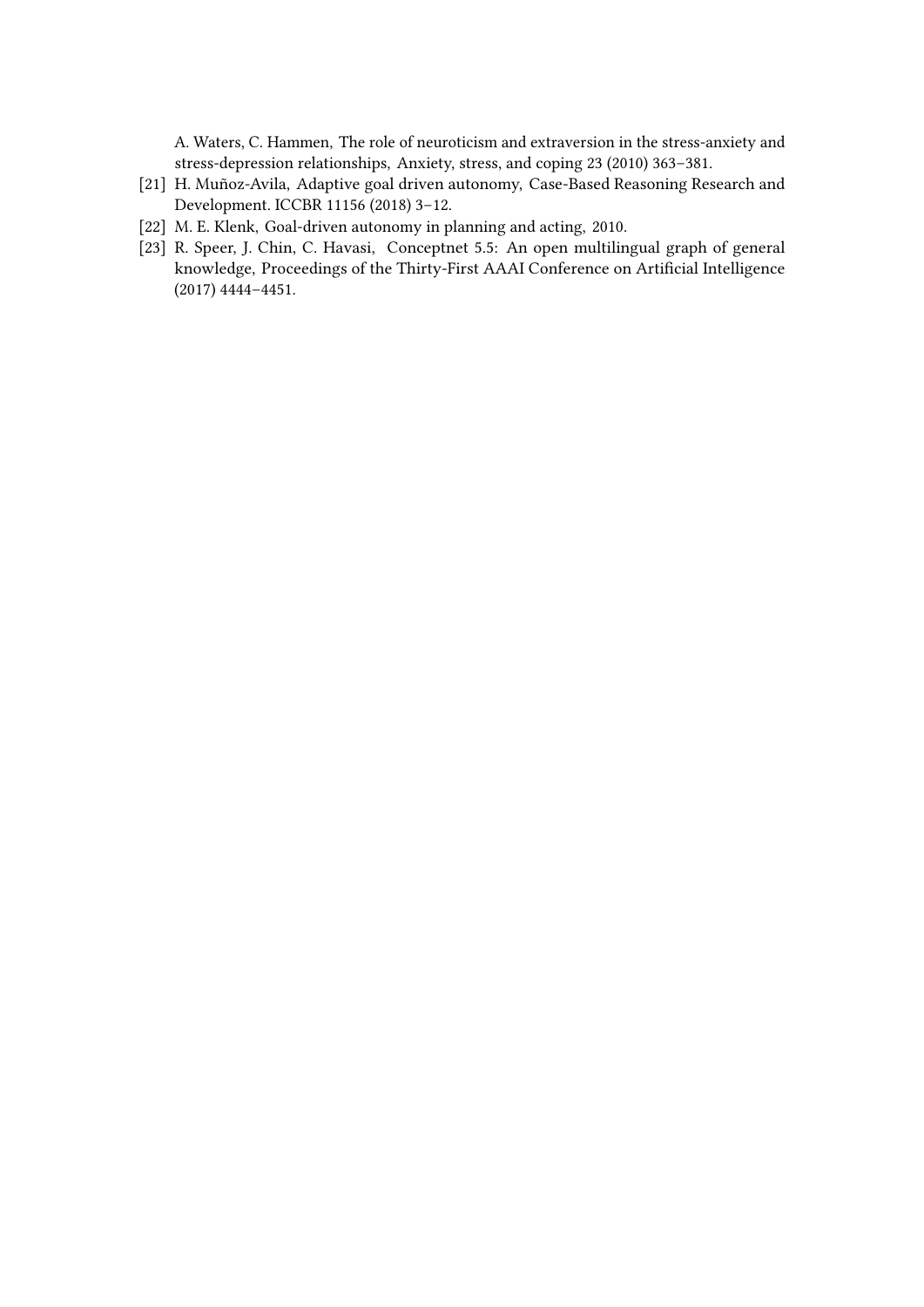A. Waters, C. Hammen, The role of neuroticism and extraversion in the stress-anxiety and stress-depression relationships, Anxiety, stress, and coping 23 (2010) 363–381.

[21] H. Muñoz-Avila, Adaptive goal driven autonomy, Case-Based Reasoning Research and Development. ICCBR 11156 (2018) 3–12.

[22] M. E. Klenk, Goal-driven autonomy in planning and acting, 2010.

[23] R. Speer, J. Chin, C. Havasi, Conceptnet 5.5: An open multilingual graph of general knowledge, Proceedings of the Thirty-First AAAI Conference on Artificial Intelligence (2017) 4444–4451.